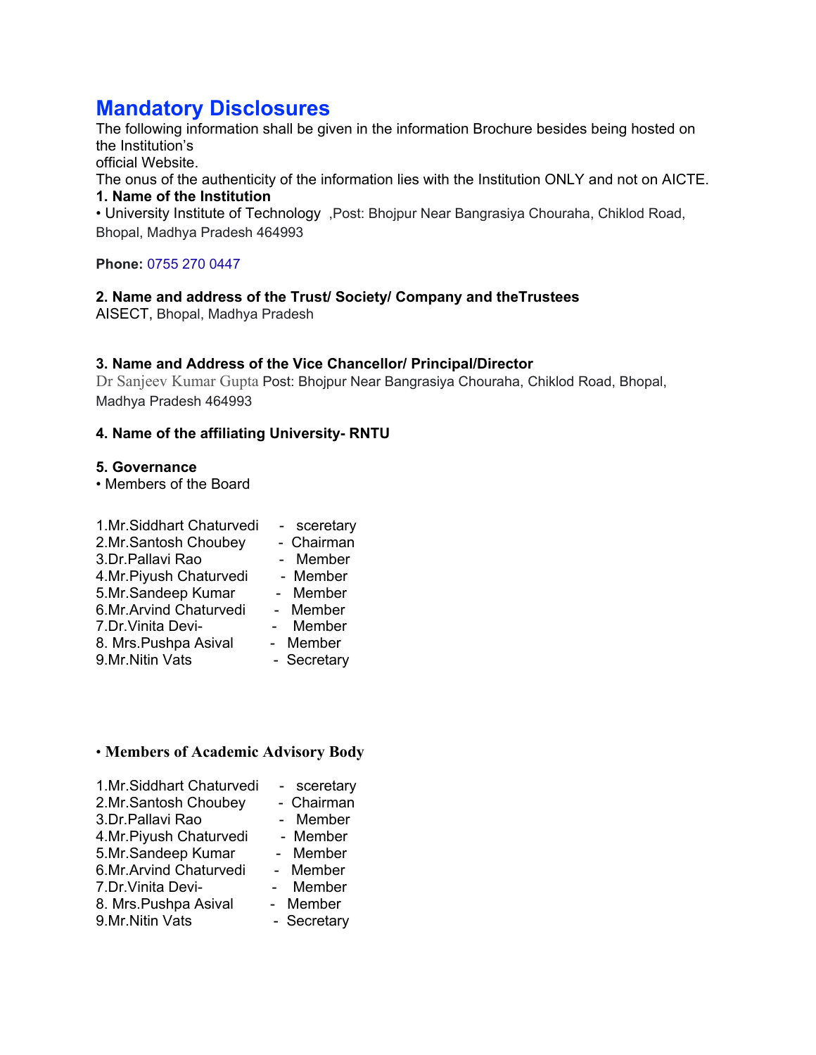# Mandatory Disclosures

The following information shall be given in the information Brochure besides being hosted on the Institution's
official Website.
The onus of the authenticity of the information lies with the Institution ONLY and not on AICTE.

**1. Name of the Institution**

• University Institute of Technology ,Post: Bhojpur Near Bangrasiya Chouraha, Chiklod Road, Bhopal, Madhya Pradesh 464993

**Phone:** 0755 270 0447

**2. Name and address of the Trust/ Society/ Company and theTrustees**

AISECT, Bhopal, Madhya Pradesh

**3. Name and Address of the Vice Chancellor/ Principal/Director**

Dr Sanjeev Kumar Gupta Post: Bhojpur Near Bangrasiya Chouraha, Chiklod Road, Bhopal, Madhya Pradesh 464993

**4. Name of the affiliating University- RNTU**

**5. Governance**

• Members of the Board

1.Mr.Siddhart Chaturvedi - sceretary
2.Mr.Santosh Choubey - Chairman
3.Dr.Pallavi Rao - Member
4.Mr.Piyush Chaturvedi - Member
5.Mr.Sandeep Kumar - Member
6.Mr.Arvind Chaturvedi - Member
7.Dr.Vinita Devi- - Member
8. Mrs.Pushpa Asival - Member
9.Mr.Nitin Vats - Secretary

• **Members of Academic Advisory Body**

1.Mr.Siddhart Chaturvedi - sceretary
2.Mr.Santosh Choubey - Chairman
3.Dr.Pallavi Rao - Member
4.Mr.Piyush Chaturvedi - Member
5.Mr.Sandeep Kumar - Member
6.Mr.Arvind Chaturvedi - Member
7.Dr.Vinita Devi- - Member
8. Mrs.Pushpa Asival - Member
9.Mr.Nitin Vats - Secretary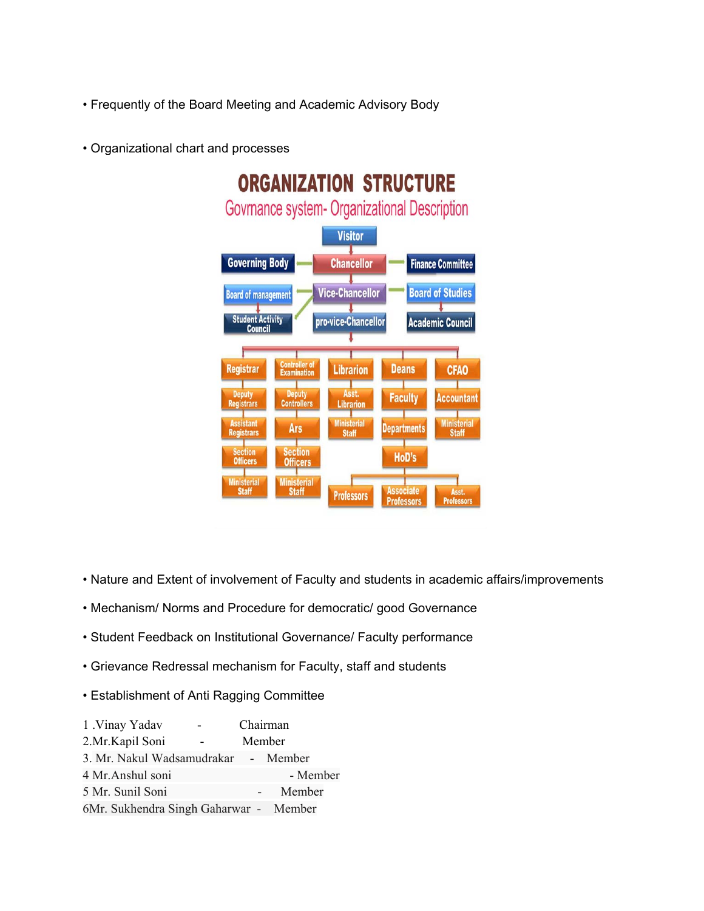• Frequently of the Board Meeting and Academic Advisory Body

• Organizational chart and processes

ORGANIZATION STRUCTURE

Govrnance system- Organizational Description

Visitor

Governing Body — Chancellor — Finance Committee

Board of management — Vice-Chancellor — Board of Studies

Student Activity Council — pro-vice-Chancellor — Academic Council

| Registrar | Controller of Examination | Librarion | Deans | CFAO |
|---|---|---|---|---|
| Deputy Registrars | Deputy Controllers | Asst. Librarion | Faculty | Accountant |
| Assistant Registrars | Ars | Ministerial Staff | Departments | Ministerial Staff |
| Section Officers | Section Officers | | HoD's | |
| Ministerial Staff | Ministerial Staff | Professors | Associate Professors | Asst. Professors |

• Nature and Extent of involvement of Faculty and students in academic affairs/improvements

• Mechanism/ Norms and Procedure for democratic/ good Governance

• Student Feedback on Institutional Governance/ Faculty performance

• Grievance Redressal mechanism for Faculty, staff and students

• Establishment of Anti Ragging Committee

1 .Vinay Yadav - Chairman
2.Mr.Kapil Soni - Member
3. Mr. Nakul Wadsamudrakar - Member
4 Mr.Anshul soni - Member
5 Mr. Sunil Soni - Member
6Mr. Sukhendra Singh Gaharwar - Member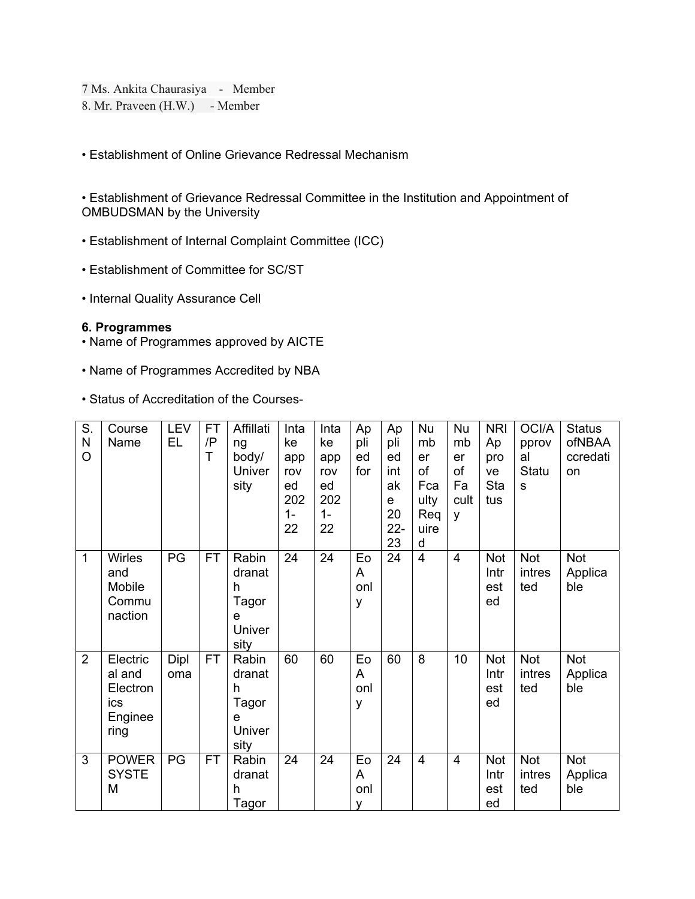7 Ms. Ankita Chaurasiya - Member
8. Mr. Praveen (H.W.) - Member

• Establishment of Online Grievance Redressal Mechanism

• Establishment of Grievance Redressal Committee in the Institution and Appointment of OMBUDSMAN by the University

• Establishment of Internal Complaint Committee (ICC)

• Establishment of Committee for SC/ST

• Internal Quality Assurance Cell

**6. Programmes**

• Name of Programmes approved by AICTE

• Name of Programmes Accredited by NBA

• Status of Accreditation of the Courses-

| S. NO | Course Name | LEVEL | FT/PT | Affillating body/ University | Intake approved 2021-22 | Intake approved 2021-22 | Applied for | Applied intake 2022-23 | Number of Fcaulty Required | Number of Faculty | NRI Approve Status | OCI/Approval Status | Status ofNBAAccreditation |
|---|---|---|---|---|---|---|---|---|---|---|---|---|---|
| 1 | Wirles and Mobile Communaction | PG | FT | Rabindranath Tagore University | 24 | 24 | EoA only | 24 | 4 | 4 | Not Intrested | Not intrested | Not Applicable |
| 2 | Electrical and Electronics Engineering | Diploma | FT | Rabindranath Tagore University | 60 | 60 | EoA only | 60 | 8 | 10 | Not Intrested | Not intrested | Not Applicable |
| 3 | POWER SYSTEM | PG | FT | Rabindranath Tagor | 24 | 24 | EoA only | 24 | 4 | 4 | Not Intrested | Not intrested | Not Applicable |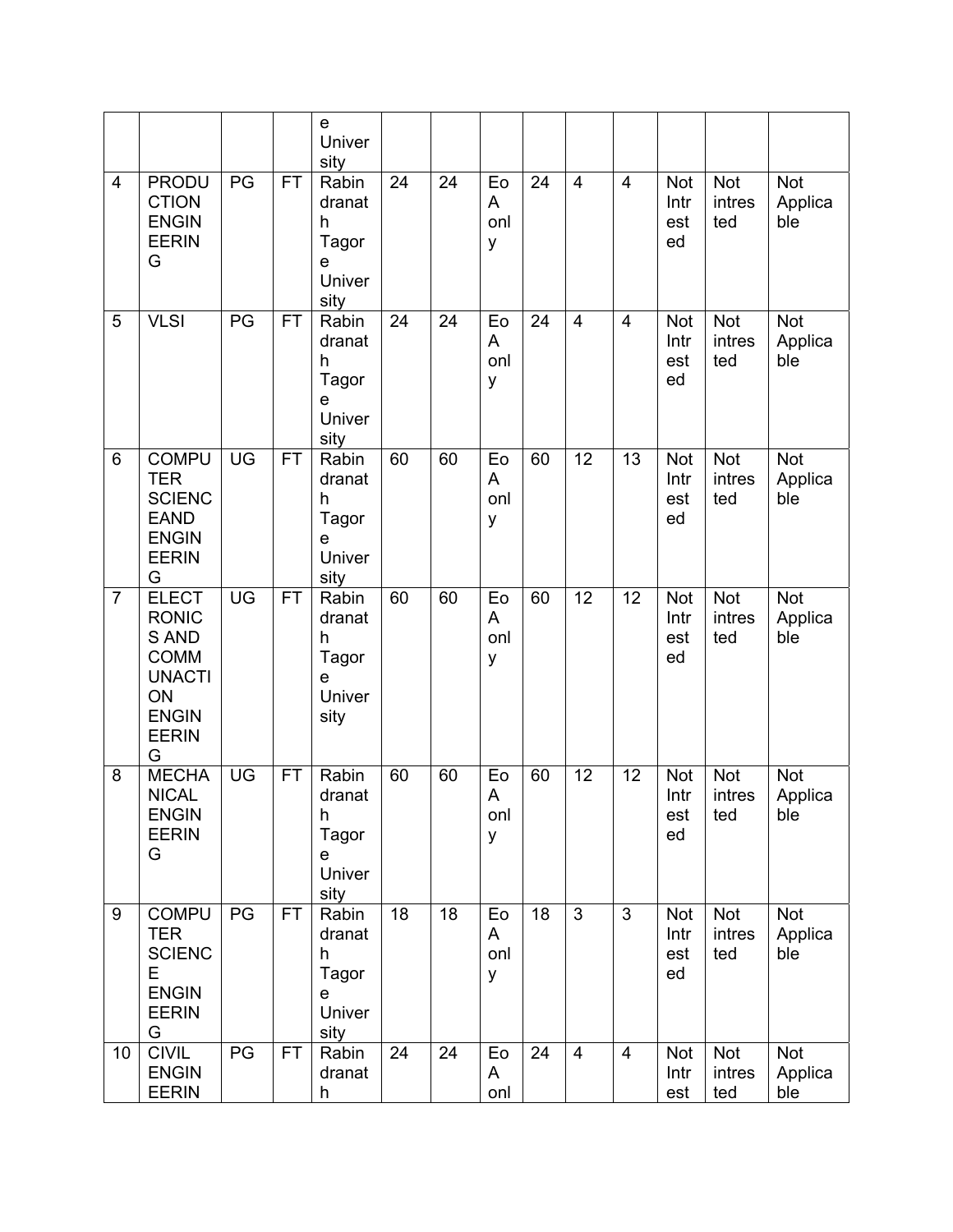| | | | | e University | | | | | | | | | |
|---|---|---|---|---|---|---|---|---|---|---|---|---|---|
| 4 | PRODUCTION ENGINEERING | PG | FT | Rabindranath Tagore University | 24 | 24 | EoA only | 24 | 4 | 4 | Not Intrested | Not intrested | Not Applicable |
| 5 | VLSI | PG | FT | Rabindranath Tagore University | 24 | 24 | EoA only | 24 | 4 | 4 | Not Intrested | Not intrested | Not Applicable |
| 6 | COMPUTER SCIENCEAND ENGINEERING | UG | FT | Rabindranath Tagore University | 60 | 60 | EoA only | 60 | 12 | 13 | Not Intrested | Not intrested | Not Applicable |
| 7 | ELECTRONICS AND COMMUNACTION ENGINEERING | UG | FT | Rabindranath Tagore University | 60 | 60 | EoA only | 60 | 12 | 12 | Not Intrested | Not intrested | Not Applicable |
| 8 | MECHANICAL ENGINEERING | UG | FT | Rabindranath Tagore University | 60 | 60 | EoA only | 60 | 12 | 12 | Not Intrested | Not intrested | Not Applicable |
| 9 | COMPUTER SCIENCE ENGINEERING | PG | FT | Rabindranath Tagore University | 18 | 18 | EoA only | 18 | 3 | 3 | Not Intrested | Not intrested | Not Applicable |
| 10 | CIVIL ENGINEERIN | PG | FT | Rabindranath | 24 | 24 | EoA onl | 24 | 4 | 4 | Not Intrest | Not intrested | Not Applicable |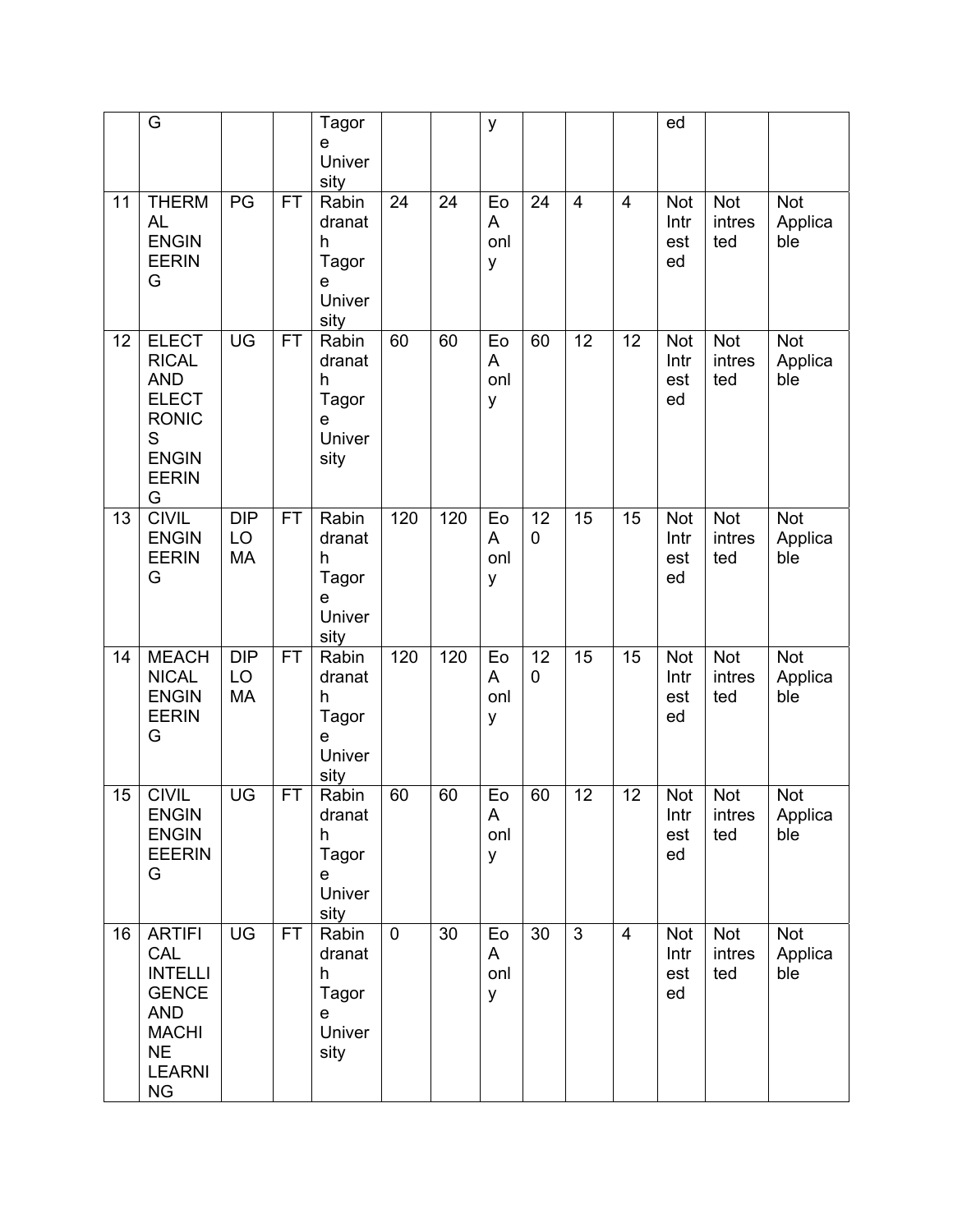|  |  |  |  |  |  |  |  |  |  |  |  |  |
|---|---|---|---|---|---|---|---|---|---|---|---|---|
|  | G |  |  | Tagore University |  |  | y |  |  |  | ed |  |  |
| 11 | THERMAL ENGINEERING | PG | FT | Rabindranath Tagore University | 24 | 24 | EoA only | 24 | 4 | 4 | Not Interested | Not intrested | Not Applicable |
| 12 | ELECTRICAL AND ELECTRONICS ENGINEERING | UG | FT | Rabindranath Tagore University | 60 | 60 | EoA only | 60 | 12 | 12 | Not Interested | Not intrested | Not Applicable |
| 13 | CIVIL ENGINEERING | DIPLOMA | FT | Rabindranath Tagore University | 120 | 120 | EoA only | 120 | 15 | 15 | Not Interested | Not intrested | Not Applicable |
| 14 | MEACHNICAL ENGINEERING | DIPLOMA | FT | Rabindranath Tagore University | 120 | 120 | EoA only | 120 | 15 | 15 | Not Interested | Not intrested | Not Applicable |
| 15 | CIVIL ENGIN ENGINEEERING | UG | FT | Rabindranath Tagore University | 60 | 60 | EoA only | 60 | 12 | 12 | Not Interested | Not intrested | Not Applicable |
| 16 | ARTIFICAL INTELLIGENCE AND MACHINE LEARNING | UG | FT | Rabindranath Tagore University | 0 | 30 | EoA only | 30 | 3 | 4 | Not Interested | Not intrested | Not Applicable |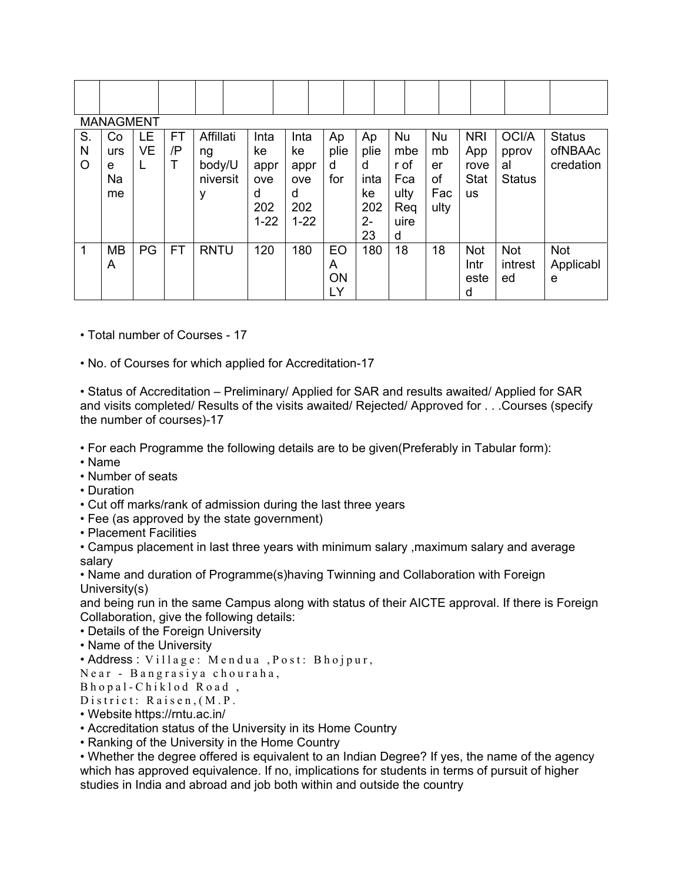| | | | | | | | | | | | | | |
|---|---|---|---|---|---|---|---|---|---|---|---|---|---|
| | | | | | | | | | | | | | |

MANAGMENT

| S.NO | Course Name | LEVEL | FT/PT | Affillating body/University | Intake approved 2021-22 | Intake approved 2021-22 | Applied for | Applied intake 2022-23 | Number of Fcaulty Required | Number of Faculty | NRI Approve Status | OCI/Approval Status | Status ofNBAAccredation |
|---|---|---|---|---|---|---|---|---|---|---|---|---|---|
| 1 | MBA | PG | FT | RNTU | 120 | 180 | EOA ONLY | 180 | 18 | 18 | Not Intrested | Not intrested | Not Applicable |

- Total number of Courses - 17
- No. of Courses for which applied for Accreditation-17
- Status of Accreditation – Preliminary/ Applied for SAR and results awaited/ Applied for SAR and visits completed/ Results of the visits awaited/ Rejected/ Approved for . . .Courses (specify the number of courses)-17
- For each Programme the following details are to be given(Preferably in Tabular form):
- Name
- Number of seats
- Duration
- Cut off marks/rank of admission during the last three years
- Fee (as approved by the state government)
- Placement Facilities
- Campus placement in last three years with minimum salary ,maximum salary and average salary
- Name and duration of Programme(s)having Twinning and Collaboration with Foreign University(s)

and being run in the same Campus along with status of their AICTE approval. If there is Foreign Collaboration, give the following details:

- Details of the Foreign University
- Name of the University
- Address : Village: Mendua ,Post: Bhojpur, Near - Bangrasiya chouraha, Bhopal-Chiklod Road , District: Raisen,(M.P.
- Website https://rntu.ac.in/
- Accreditation status of the University in its Home Country
- Ranking of the University in the Home Country
- Whether the degree offered is equivalent to an Indian Degree? If yes, the name of the agency which has approved equivalence. If no, implications for students in terms of pursuit of higher studies in India and abroad and job both within and outside the country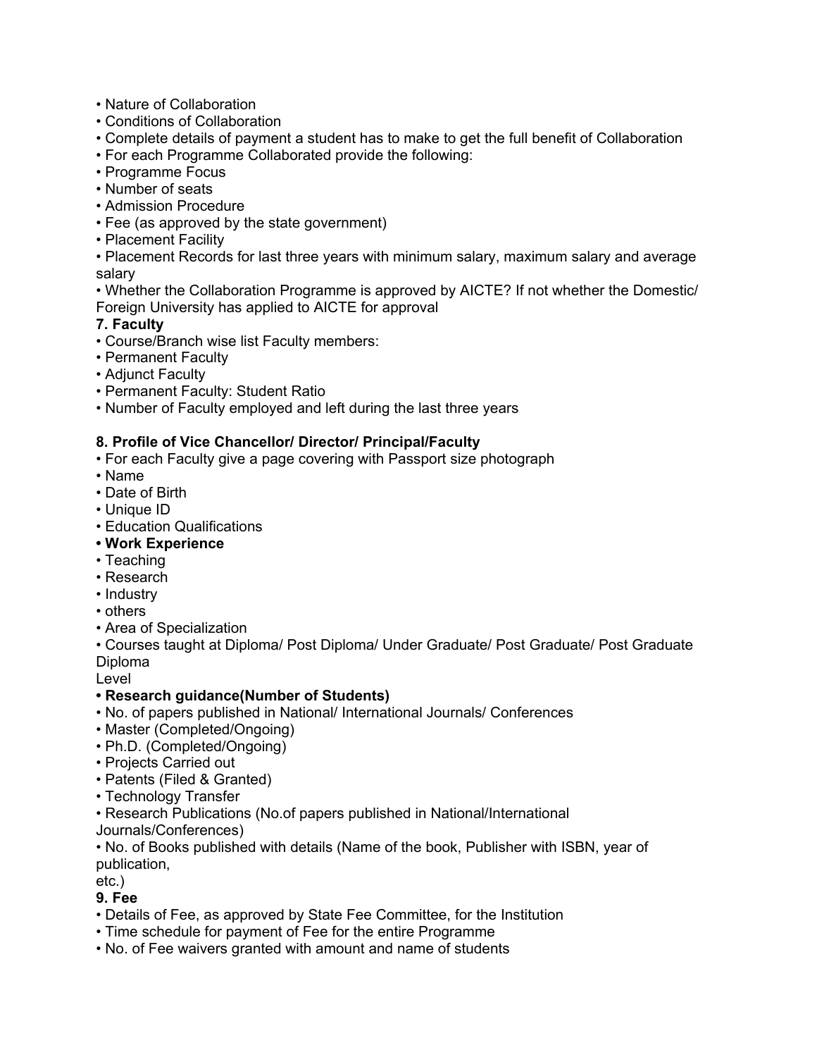- Nature of Collaboration
- Conditions of Collaboration
- Complete details of payment a student has to make to get the full benefit of Collaboration
- For each Programme Collaborated provide the following:
- Programme Focus
- Number of seats
- Admission Procedure
- Fee (as approved by the state government)
- Placement Facility
- Placement Records for last three years with minimum salary, maximum salary and average salary
- Whether the Collaboration Programme is approved by AICTE? If not whether the Domestic/ Foreign University has applied to AICTE for approval

**7. Faculty**

- Course/Branch wise list Faculty members:
- Permanent Faculty
- Adjunct Faculty
- Permanent Faculty: Student Ratio
- Number of Faculty employed and left during the last three years

**8. Profile of Vice Chancellor/ Director/ Principal/Faculty**

- For each Faculty give a page covering with Passport size photograph
- Name
- Date of Birth
- Unique ID
- Education Qualifications
- **Work Experience**
- Teaching
- Research
- Industry
- others
- Area of Specialization
- Courses taught at Diploma/ Post Diploma/ Under Graduate/ Post Graduate/ Post Graduate Diploma
Level
- **Research guidance(Number of Students)**
- No. of papers published in National/ International Journals/ Conferences
- Master (Completed/Ongoing)
- Ph.D. (Completed/Ongoing)
- Projects Carried out
- Patents (Filed & Granted)
- Technology Transfer
- Research Publications (No.of papers published in National/International Journals/Conferences)
- No. of Books published with details (Name of the book, Publisher with ISBN, year of publication,
etc.)

**9. Fee**

- Details of Fee, as approved by State Fee Committee, for the Institution
- Time schedule for payment of Fee for the entire Programme
- No. of Fee waivers granted with amount and name of students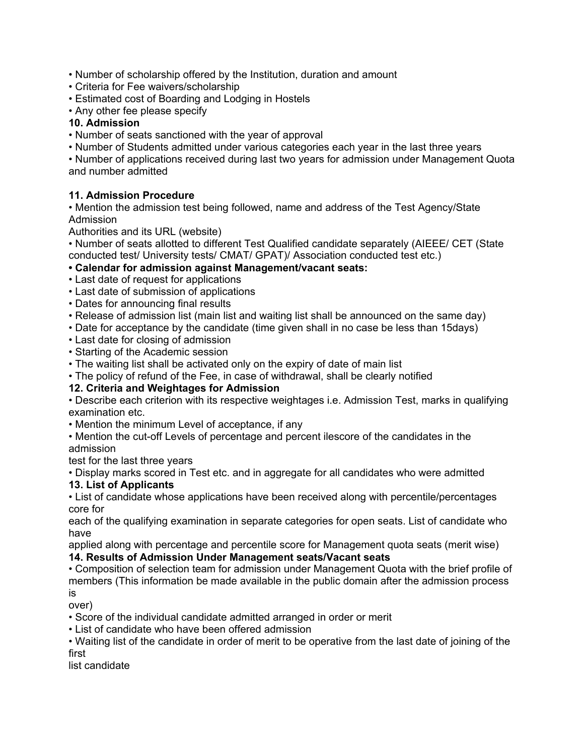- Number of scholarship offered by the Institution, duration and amount
- Criteria for Fee waivers/scholarship
- Estimated cost of Boarding and Lodging in Hostels
- Any other fee please specify

**10. Admission**

- Number of seats sanctioned with the year of approval
- Number of Students admitted under various categories each year in the last three years
- Number of applications received during last two years for admission under Management Quota and number admitted

**11. Admission Procedure**

- Mention the admission test being followed, name and address of the Test Agency/State Admission Authorities and its URL (website)
- Number of seats allotted to different Test Qualified candidate separately (AIEEE/ CET (State conducted test/ University tests/ CMAT/ GPAT)/ Association conducted test etc.)
- **Calendar for admission against Management/vacant seats:**
- Last date of request for applications
- Last date of submission of applications
- Dates for announcing final results
- Release of admission list (main list and waiting list shall be announced on the same day)
- Date for acceptance by the candidate (time given shall in no case be less than 15days)
- Last date for closing of admission
- Starting of the Academic session
- The waiting list shall be activated only on the expiry of date of main list
- The policy of refund of the Fee, in case of withdrawal, shall be clearly notified

**12. Criteria and Weightages for Admission**

- Describe each criterion with its respective weightages i.e. Admission Test, marks in qualifying examination etc.
- Mention the minimum Level of acceptance, if any
- Mention the cut-off Levels of percentage and percent ilescore of the candidates in the admission test for the last three years
- Display marks scored in Test etc. and in aggregate for all candidates who were admitted

**13. List of Applicants**

- List of candidate whose applications have been received along with percentile/percentages core for each of the qualifying examination in separate categories for open seats. List of candidate who have applied along with percentage and percentile score for Management quota seats (merit wise)

**14. Results of Admission Under Management seats/Vacant seats**

- Composition of selection team for admission under Management Quota with the brief profile of members (This information be made available in the public domain after the admission process is over)
- Score of the individual candidate admitted arranged in order or merit
- List of candidate who have been offered admission
- Waiting list of the candidate in order of merit to be operative from the last date of joining of the first list candidate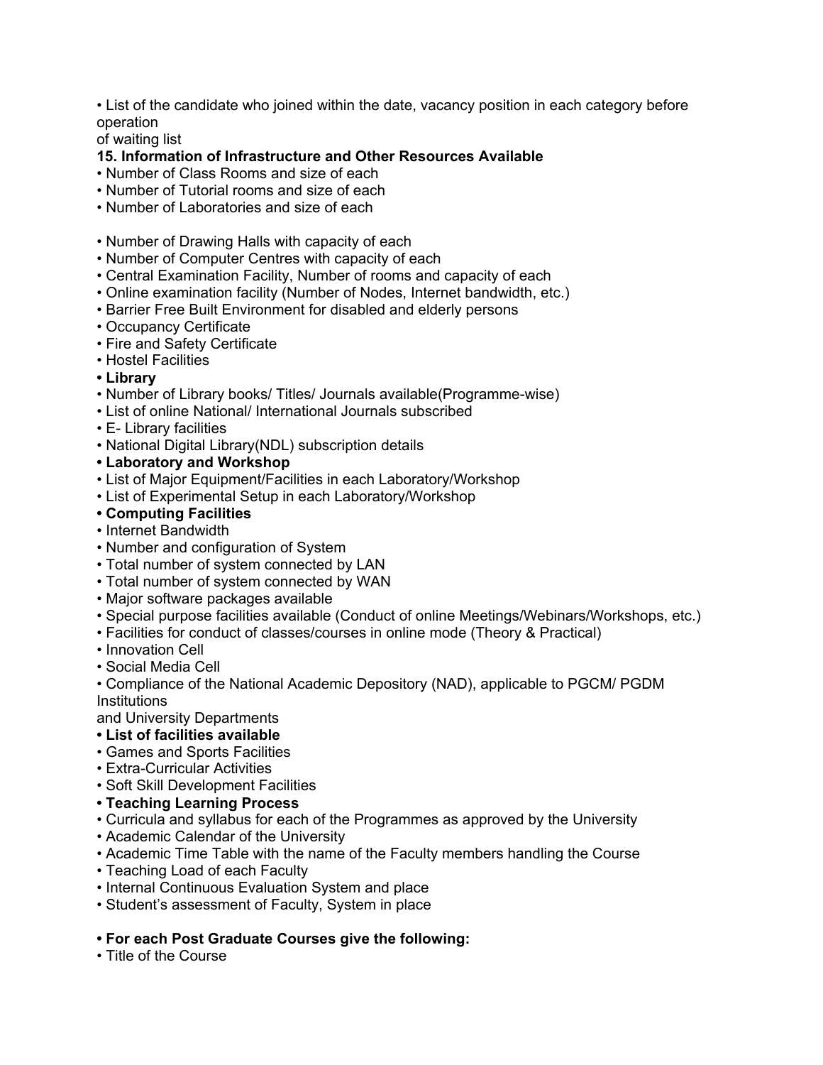- List of the candidate who joined within the date, vacancy position in each category before operation of waiting list

**15. Information of Infrastructure and Other Resources Available**

- Number of Class Rooms and size of each
- Number of Tutorial rooms and size of each
- Number of Laboratories and size of each

- Number of Drawing Halls with capacity of each
- Number of Computer Centres with capacity of each
- Central Examination Facility, Number of rooms and capacity of each
- Online examination facility (Number of Nodes, Internet bandwidth, etc.)
- Barrier Free Built Environment for disabled and elderly persons
- Occupancy Certificate
- Fire and Safety Certificate
- Hostel Facilities
- **Library**
- Number of Library books/ Titles/ Journals available(Programme-wise)
- List of online National/ International Journals subscribed
- E- Library facilities
- National Digital Library(NDL) subscription details
- **Laboratory and Workshop**
- List of Major Equipment/Facilities in each Laboratory/Workshop
- List of Experimental Setup in each Laboratory/Workshop
- **Computing Facilities**
- Internet Bandwidth
- Number and configuration of System
- Total number of system connected by LAN
- Total number of system connected by WAN
- Major software packages available
- Special purpose facilities available (Conduct of online Meetings/Webinars/Workshops, etc.)
- Facilities for conduct of classes/courses in online mode (Theory & Practical)
- Innovation Cell
- Social Media Cell
- Compliance of the National Academic Depository (NAD), applicable to PGCM/ PGDM Institutions and University Departments
- **List of facilities available**
- Games and Sports Facilities
- Extra-Curricular Activities
- Soft Skill Development Facilities
- **Teaching Learning Process**
- Curricula and syllabus for each of the Programmes as approved by the University
- Academic Calendar of the University
- Academic Time Table with the name of the Faculty members handling the Course
- Teaching Load of each Faculty
- Internal Continuous Evaluation System and place
- Student's assessment of Faculty, System in place

- **For each Post Graduate Courses give the following:**
- Title of the Course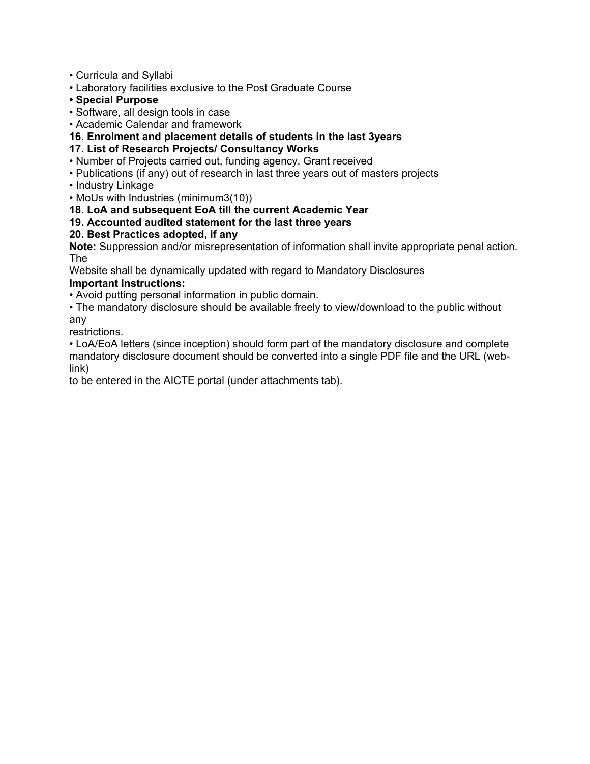- Curricula and Syllabi
- Laboratory facilities exclusive to the Post Graduate Course
- **Special Purpose**
- Software, all design tools in case
- Academic Calendar and framework

**16. Enrolment and placement details of students in the last 3years**

**17. List of Research Projects/ Consultancy Works**

- Number of Projects carried out, funding agency, Grant received
- Publications (if any) out of research in last three years out of masters projects
- Industry Linkage
- MoUs with Industries (minimum3(10))

**18. LoA and subsequent EoA till the current Academic Year**

**19. Accounted audited statement for the last three years**

**20. Best Practices adopted, if any**

**Note:** Suppression and/or misrepresentation of information shall invite appropriate penal action. The
Website shall be dynamically updated with regard to Mandatory Disclosures

**Important Instructions:**

- Avoid putting personal information in public domain.
- The mandatory disclosure should be available freely to view/download to the public without any
restrictions.
- LoA/EoA letters (since inception) should form part of the mandatory disclosure and complete mandatory disclosure document should be converted into a single PDF file and the URL (web-link)
to be entered in the AICTE portal (under attachments tab).